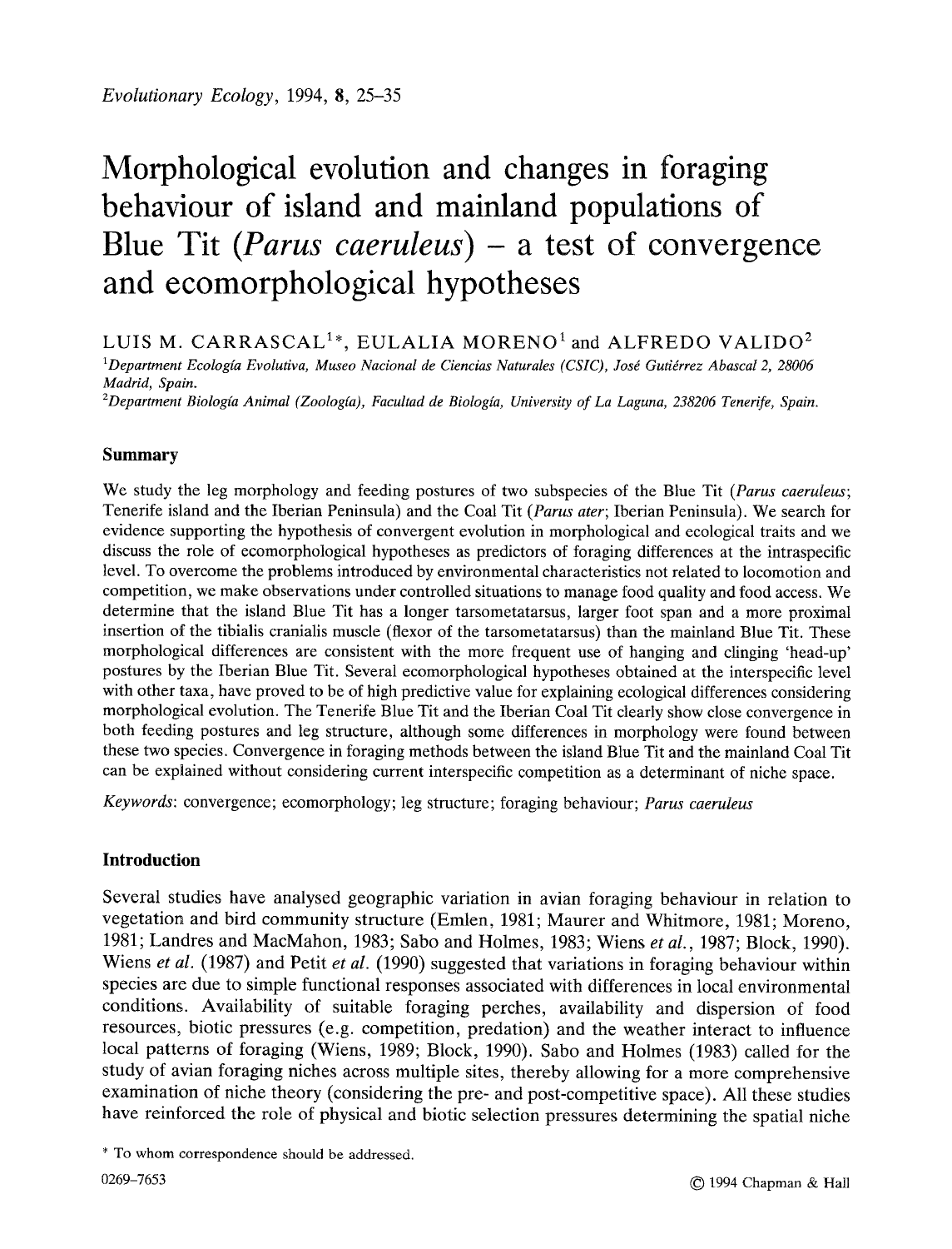*Evolutionary Ecology*, 1994, **8**, 25–35

# Morphological evolution and changes in foraging behaviour of island and mainland populations of Blue Tit (*Parus caeruleus*) – a test of convergence and ecomorphological hypotheses

LUIS M. CARRASCAL[1]*, EULALIA MORENO[1] and ALFREDO VALIDO[2]

[1]*Department Ecología Evolutiva, Museo Nacional de Ciencias Naturales (CSIC), José Gutiérrez Abascal 2, 28006 Madrid, Spain.*

[2]*Department Biología Animal (Zoología), Facultad de Biología, University of La Laguna, 238206 Tenerife, Spain.*

## Summary

We study the leg morphology and feeding postures of two subspecies of the Blue Tit (*Parus caeruleus*; Tenerife island and the Iberian Peninsula) and the Coal Tit (*Parus ater*; Iberian Peninsula). We search for evidence supporting the hypothesis of convergent evolution in morphological and ecological traits and we discuss the role of ecomorphological hypotheses as predictors of foraging differences at the intraspecific level. To overcome the problems introduced by environmental characteristics not related to locomotion and competition, we make observations under controlled situations to manage food quality and food access. We determine that the island Blue Tit has a longer tarsometatarsus, larger foot span and a more proximal insertion of the tibialis cranialis muscle (flexor of the tarsometatarsus) than the mainland Blue Tit. These morphological differences are consistent with the more frequent use of hanging and clinging 'head-up' postures by the Iberian Blue Tit. Several ecomorphological hypotheses obtained at the interspecific level with other taxa, have proved to be of high predictive value for explaining ecological differences considering morphological evolution. The Tenerife Blue Tit and the Iberian Coal Tit clearly show close convergence in both feeding postures and leg structure, although some differences in morphology were found between these two species. Convergence in foraging methods between the island Blue Tit and the mainland Coal Tit can be explained without considering current interspecific competition as a determinant of niche space.

*Keywords*: convergence; ecomorphology; leg structure; foraging behaviour; *Parus caeruleus*

## Introduction

Several studies have analysed geographic variation in avian foraging behaviour in relation to vegetation and bird community structure (Emlen, 1981; Maurer and Whitmore, 1981; Moreno, 1981; Landres and MacMahon, 1983; Sabo and Holmes, 1983; Wiens *et al.*, 1987; Block, 1990). Wiens *et al.* (1987) and Petit *et al.* (1990) suggested that variations in foraging behaviour within species are due to simple functional responses associated with differences in local environmental conditions. Availability of suitable foraging perches, availability and dispersion of food resources, biotic pressures (e.g. competition, predation) and the weather interact to influence local patterns of foraging (Wiens, 1989; Block, 1990). Sabo and Holmes (1983) called for the study of avian foraging niches across multiple sites, thereby allowing for a more comprehensive examination of niche theory (considering the pre- and post-competitive space). All these studies have reinforced the role of physical and biotic selection pressures determining the spatial niche

\* To whom correspondence should be addressed.

0269-7653 © 1994 Chapman & Hall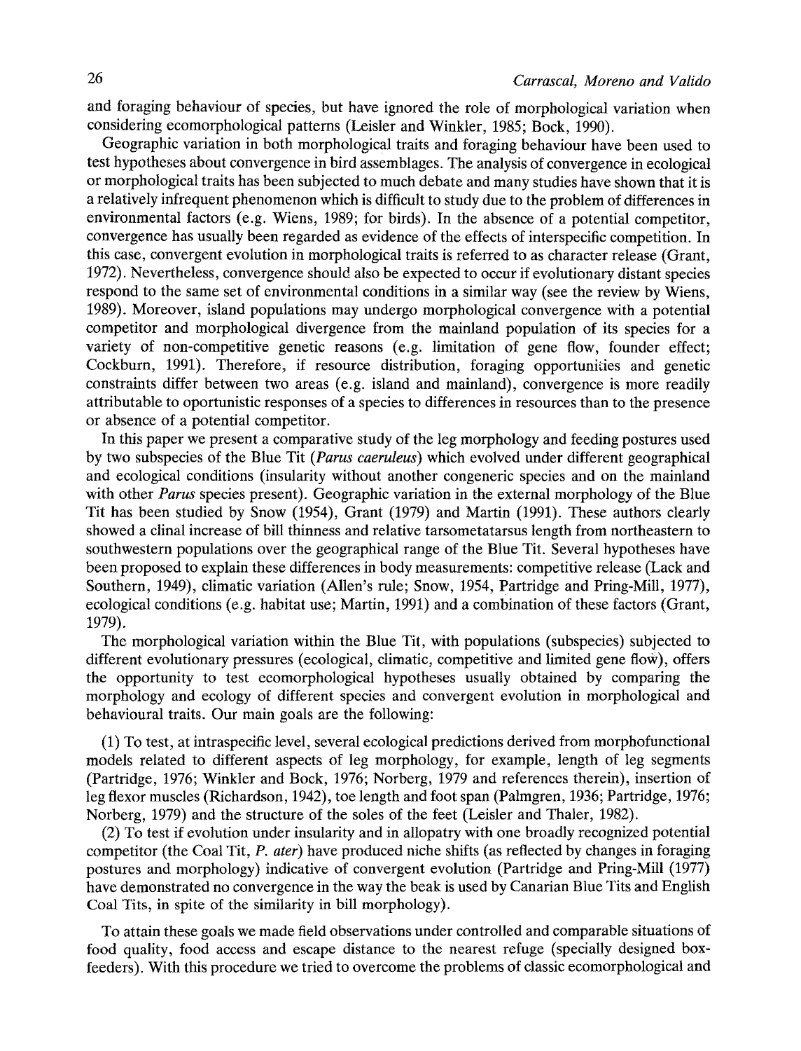and foraging behaviour of species, but have ignored the role of morphological variation when considering ecomorphological patterns (Leisler and Winkler, 1985; Bock, 1990).

Geographic variation in both morphological traits and foraging behaviour have been used to test hypotheses about convergence in bird assemblages. The analysis of convergence in ecological or morphological traits has been subjected to much debate and many studies have shown that it is a relatively infrequent phenomenon which is difficult to study due to the problem of differences in environmental factors (e.g. Wiens, 1989; for birds). In the absence of a potential competitor, convergence has usually been regarded as evidence of the effects of interspecific competition. In this case, convergent evolution in morphological traits is referred to as character release (Grant, 1972). Nevertheless, convergence should also be expected to occur if evolutionary distant species respond to the same set of environmental conditions in a similar way (see the review by Wiens, 1989). Moreover, island populations may undergo morphological convergence with a potential competitor and morphological divergence from the mainland population of its species for a variety of non-competitive genetic reasons (e.g. limitation of gene flow, founder effect; Cockburn, 1991). Therefore, if resource distribution, foraging opportunities and genetic constraints differ between two areas (e.g. island and mainland), convergence is more readily attributable to oportunistic responses of a species to differences in resources than to the presence or absence of a potential competitor.

In this paper we present a comparative study of the leg morphology and feeding postures used by two subspecies of the Blue Tit (*Parus caeruleus*) which evolved under different geographical and ecological conditions (insularity without another congeneric species and on the mainland with other *Parus* species present). Geographic variation in the external morphology of the Blue Tit has been studied by Snow (1954), Grant (1979) and Martin (1991). These authors clearly showed a clinal increase of bill thinness and relative tarsometatarsus length from northeastern to southwestern populations over the geographical range of the Blue Tit. Several hypotheses have been proposed to explain these differences in body measurements: competitive release (Lack and Southern, 1949), climatic variation (Allen's rule; Snow, 1954, Partridge and Pring-Mill, 1977), ecological conditions (e.g. habitat use; Martin, 1991) and a combination of these factors (Grant, 1979).

The morphological variation within the Blue Tit, with populations (subspecies) subjected to different evolutionary pressures (ecological, climatic, competitive and limited gene flow), offers the opportunity to test ecomorphological hypotheses usually obtained by comparing the morphology and ecology of different species and convergent evolution in morphological and behavioural traits. Our main goals are the following:

(1) To test, at intraspecific level, several ecological predictions derived from morphofunctional models related to different aspects of leg morphology, for example, length of leg segments (Partridge, 1976; Winkler and Bock, 1976; Norberg, 1979 and references therein), insertion of leg flexor muscles (Richardson, 1942), toe length and foot span (Palmgren, 1936; Partridge, 1976; Norberg, 1979) and the structure of the soles of the feet (Leisler and Thaler, 1982).

(2) To test if evolution under insularity and in allopatry with one broadly recognized potential competitor (the Coal Tit, *P. ater*) have produced niche shifts (as reflected by changes in foraging postures and morphology) indicative of convergent evolution (Partridge and Pring-Mill (1977) have demonstrated no convergence in the way the beak is used by Canarian Blue Tits and English Coal Tits, in spite of the similarity in bill morphology).

To attain these goals we made field observations under controlled and comparable situations of food quality, food access and escape distance to the nearest refuge (specially designed box-feeders). With this procedure we tried to overcome the problems of classic ecomorphological and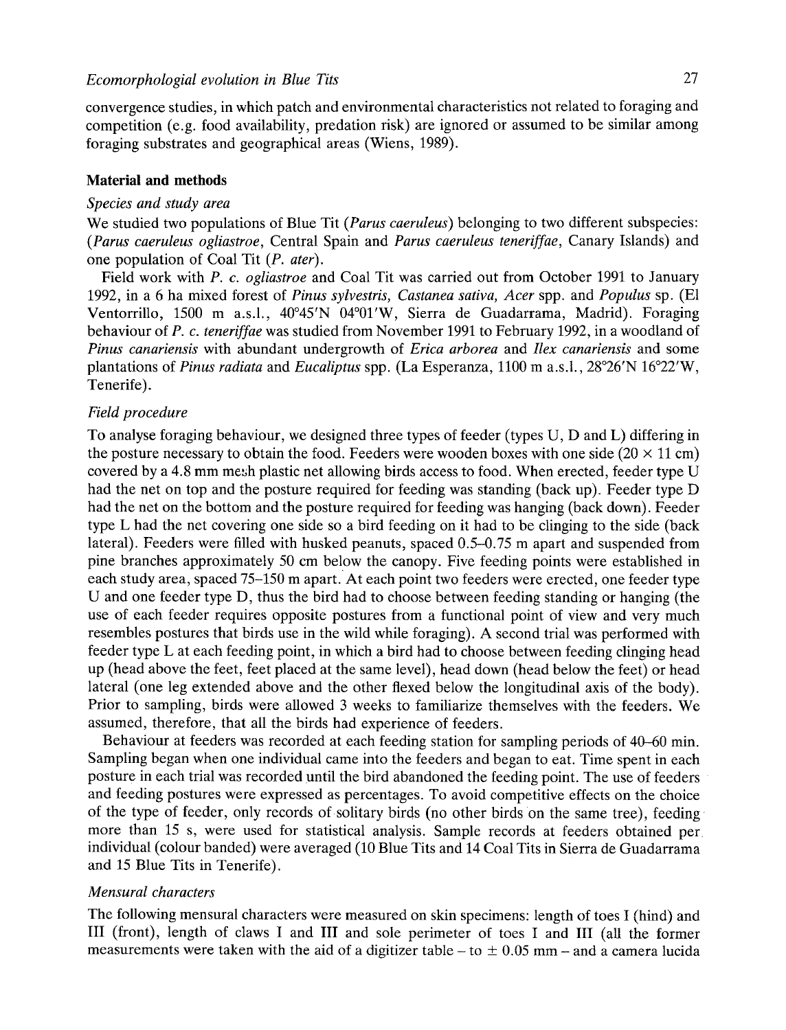convergence studies, in which patch and environmental characteristics not related to foraging and competition (e.g. food availability, predation risk) are ignored or assumed to be similar among foraging substrates and geographical areas (Wiens, 1989).

## Material and methods

### Species and study area

We studied two populations of Blue Tit (*Parus caeruleus*) belonging to two different subspecies: (*Parus caeruleus ogliastroe*, Central Spain and *Parus caeruleus teneriffae*, Canary Islands) and one population of Coal Tit (*P. ater*).

Field work with *P. c. ogliastroe* and Coal Tit was carried out from October 1991 to January 1992, in a 6 ha mixed forest of *Pinus sylvestris, Castanea sativa, Acer* spp. and *Populus* sp. (El Ventorrillo, 1500 m a.s.l., 40°45′N 04°01′W, Sierra de Guadarrama, Madrid). Foraging behaviour of *P. c. teneriffae* was studied from November 1991 to February 1992, in a woodland of *Pinus canariensis* with abundant undergrowth of *Erica arborea* and *Ilex canariensis* and some plantations of *Pinus radiata* and *Eucaliptus* spp. (La Esperanza, 1100 m a.s.l., 28°26′N 16°22′W, Tenerife).

### Field procedure

To analyse foraging behaviour, we designed three types of feeder (types U, D and L) differing in the posture necessary to obtain the food. Feeders were wooden boxes with one side (20 × 11 cm) covered by a 4.8 mm mesh plastic net allowing birds access to food. When erected, feeder type U had the net on top and the posture required for feeding was standing (back up). Feeder type D had the net on the bottom and the posture required for feeding was hanging (back down). Feeder type L had the net covering one side so a bird feeding on it had to be clinging to the side (back lateral). Feeders were filled with husked peanuts, spaced 0.5–0.75 m apart and suspended from pine branches approximately 50 cm below the canopy. Five feeding points were established in each study area, spaced 75–150 m apart. At each point two feeders were erected, one feeder type U and one feeder type D, thus the bird had to choose between feeding standing or hanging (the use of each feeder requires opposite postures from a functional point of view and very much resembles postures that birds use in the wild while foraging). A second trial was performed with feeder type L at each feeding point, in which a bird had to choose between feeding clinging head up (head above the feet, feet placed at the same level), head down (head below the feet) or head lateral (one leg extended above and the other flexed below the longitudinal axis of the body). Prior to sampling, birds were allowed 3 weeks to familiarize themselves with the feeders. We assumed, therefore, that all the birds had experience of feeders.

Behaviour at feeders was recorded at each feeding station for sampling periods of 40–60 min. Sampling began when one individual came into the feeders and began to eat. Time spent in each posture in each trial was recorded until the bird abandoned the feeding point. The use of feeders and feeding postures were expressed as percentages. To avoid competitive effects on the choice of the type of feeder, only records of solitary birds (no other birds on the same tree), feeding more than 15 s, were used for statistical analysis. Sample records at feeders obtained per individual (colour banded) were averaged (10 Blue Tits and 14 Coal Tits in Sierra de Guadarrama and 15 Blue Tits in Tenerife).

### Mensural characters

The following mensural characters were measured on skin specimens: length of toes I (hind) and III (front), length of claws I and III and sole perimeter of toes I and III (all the former measurements were taken with the aid of a digitizer table – to ± 0.05 mm – and a camera lucida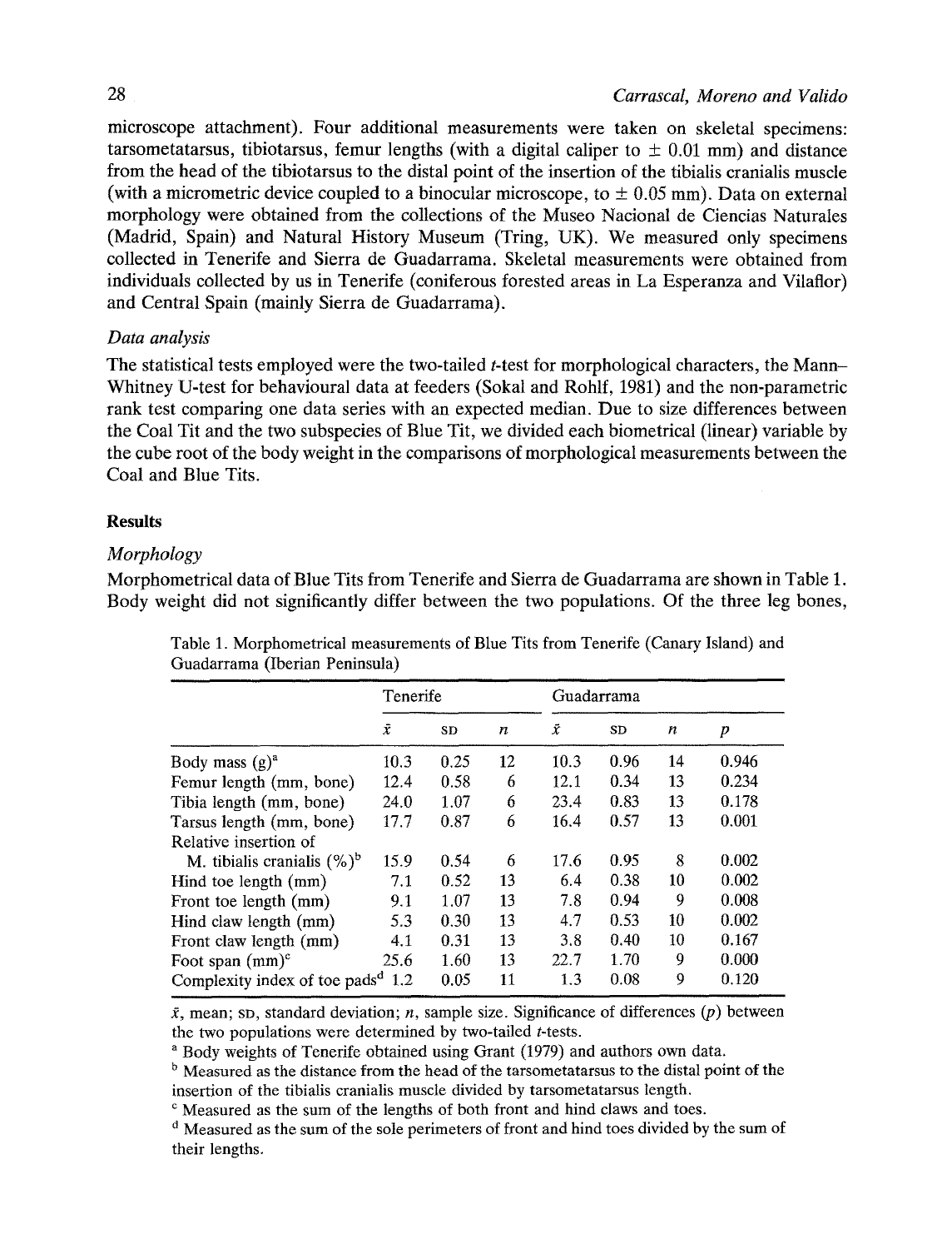microscope attachment). Four additional measurements were taken on skeletal specimens: tarsometatarsus, tibiotarsus, femur lengths (with a digital caliper to ± 0.01 mm) and distance from the head of the tibiotarsus to the distal point of the insertion of the tibialis cranialis muscle (with a micrometric device coupled to a binocular microscope, to ± 0.05 mm). Data on external morphology were obtained from the collections of the Museo Nacional de Ciencias Naturales (Madrid, Spain) and Natural History Museum (Tring, UK). We measured only specimens collected in Tenerife and Sierra de Guadarrama. Skeletal measurements were obtained from individuals collected by us in Tenerife (coniferous forested areas in La Esperanza and Vilaflor) and Central Spain (mainly Sierra de Guadarrama).

### *Data analysis*

The statistical tests employed were the two-tailed *t*-test for morphological characters, the Mann–Whitney U-test for behavioural data at feeders (Sokal and Rohlf, 1981) and the non-parametric rank test comparing one data series with an expected median. Due to size differences between the Coal Tit and the two subspecies of Blue Tit, we divided each biometrical (linear) variable by the cube root of the body weight in the comparisons of morphological measurements between the Coal and Blue Tits.

## Results

### *Morphology*

Morphometrical data of Blue Tits from Tenerife and Sierra de Guadarrama are shown in Table 1. Body weight did not significantly differ between the two populations. Of the three leg bones,

Table 1. Morphometrical measurements of Blue Tits from Tenerife (Canary Island) and Guadarrama (Iberian Peninsula)

| | Tenerife | | | Guadarrama | | | |
|---|---|---|---|---|---|---|---|
| | $\bar{x}$ | SD | $n$ | $\bar{x}$ | SD | $n$ | $p$ |
| Body mass (g)[a] | 10.3 | 0.25 | 12 | 10.3 | 0.96 | 14 | 0.946 |
| Femur length (mm, bone) | 12.4 | 0.58 | 6 | 12.1 | 0.34 | 13 | 0.234 |
| Tibia length (mm, bone) | 24.0 | 1.07 | 6 | 23.4 | 0.83 | 13 | 0.178 |
| Tarsus length (mm, bone) | 17.7 | 0.87 | 6 | 16.4 | 0.57 | 13 | 0.001 |
| Relative insertion of M. tibialis cranialis (%)[b] | 15.9 | 0.54 | 6 | 17.6 | 0.95 | 8 | 0.002 |
| Hind toe length (mm) | 7.1 | 0.52 | 13 | 6.4 | 0.38 | 10 | 0.002 |
| Front toe length (mm) | 9.1 | 1.07 | 13 | 7.8 | 0.94 | 9 | 0.008 |
| Hind claw length (mm) | 5.3 | 0.30 | 13 | 4.7 | 0.53 | 10 | 0.002 |
| Front claw length (mm) | 4.1 | 0.31 | 13 | 3.8 | 0.40 | 10 | 0.167 |
| Foot span (mm)[c] | 25.6 | 1.60 | 13 | 22.7 | 1.70 | 9 | 0.000 |
| Complexity index of toe pads[d] | 1.2 | 0.05 | 11 | 1.3 | 0.08 | 9 | 0.120 |

$\bar{x}$, mean; SD, standard deviation; $n$, sample size. Significance of differences ($p$) between the two populations were determined by two-tailed $t$-tests.

[a] Body weights of Tenerife obtained using Grant (1979) and authors own data.

[b] Measured as the distance from the head of the tarsometatarsus to the distal point of the insertion of the tibialis cranialis muscle divided by tarsometatarsus length.

[c] Measured as the sum of the lengths of both front and hind claws and toes.

[d] Measured as the sum of the sole perimeters of front and hind toes divided by the sum of their lengths.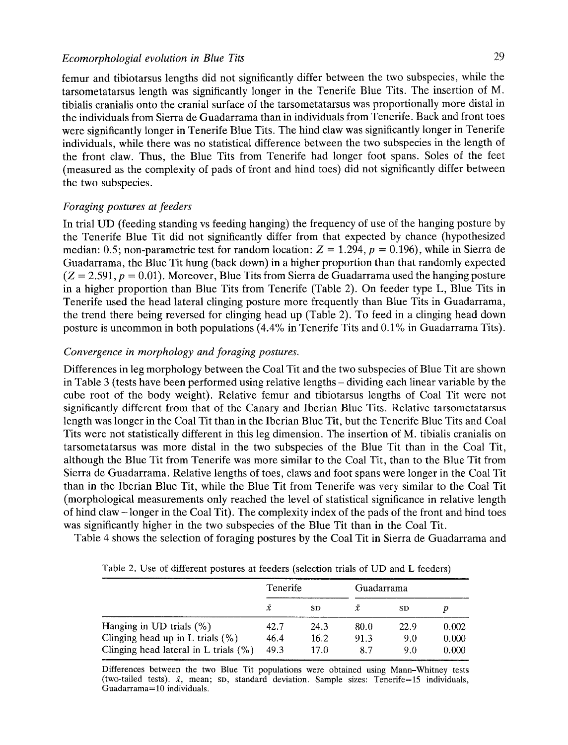femur and tibiotarsus lengths did not significantly differ between the two subspecies, while the tarsometatarsus length was significantly longer in the Tenerife Blue Tits. The insertion of M. tibialis cranialis onto the cranial surface of the tarsometatarsus was proportionally more distal in the individuals from Sierra de Guadarrama than in individuals from Tenerife. Back and front toes were significantly longer in Tenerife Blue Tits. The hind claw was significantly longer in Tenerife individuals, while there was no statistical difference between the two subspecies in the length of the front claw. Thus, the Blue Tits from Tenerife had longer foot spans. Soles of the feet (measured as the complexity of pads of front and hind toes) did not significantly differ between the two subspecies.

### *Foraging postures at feeders*

In trial UD (feeding standing vs feeding hanging) the frequency of use of the hanging posture by the Tenerife Blue Tit did not significantly differ from that expected by chance (hypothesized median: 0.5; non-parametric test for random location: $Z = 1.294$, $p = 0.196$), while in Sierra de Guadarrama, the Blue Tit hung (back down) in a higher proportion than that randomly expected ($Z = 2.591$, $p = 0.01$). Moreover, Blue Tits from Sierra de Guadarrama used the hanging posture in a higher proportion than Blue Tits from Tenerife (Table 2). On feeder type L, Blue Tits in Tenerife used the head lateral clinging posture more frequently than Blue Tits in Guadarrama, the trend there being reversed for clinging head up (Table 2). To feed in a clinging head down posture is uncommon in both populations (4.4% in Tenerife Tits and 0.1% in Guadarrama Tits).

### *Convergence in morphology and foraging postures.*

Differences in leg morphology between the Coal Tit and the two subspecies of Blue Tit are shown in Table 3 (tests have been performed using relative lengths – dividing each linear variable by the cube root of the body weight). Relative femur and tibiotarsus lengths of Coal Tit were not significantly different from that of the Canary and Iberian Blue Tits. Relative tarsometatarsus length was longer in the Coal Tit than in the Iberian Blue Tit, but the Tenerife Blue Tits and Coal Tits were not statistically different in this leg dimension. The insertion of M. tibialis cranialis on tarsometatarsus was more distal in the two subspecies of the Blue Tit than in the Coal Tit, although the Blue Tit from Tenerife was more similar to the Coal Tit, than to the Blue Tit from Sierra de Guadarrama. Relative lengths of toes, claws and foot spans were longer in the Coal Tit than in the Iberian Blue Tit, while the Blue Tit from Tenerife was very similar to the Coal Tit (morphological measurements only reached the level of statistical significance in relative length of hind claw – longer in the Coal Tit). The complexity index of the pads of the front and hind toes was significantly higher in the two subspecies of the Blue Tit than in the Coal Tit.

Table 4 shows the selection of foraging postures by the Coal Tit in Sierra de Guadarrama and

Table 2. Use of different postures at feeders (selection trials of UD and L feeders)

| | Tenerife | | Guadarrama | | |
|---|---|---|---|---|---|
| | $\bar{x}$ | SD | $\bar{x}$ | SD | $p$ |
| Hanging in UD trials (%) | 42.7 | 24.3 | 80.0 | 22.9 | 0.002 |
| Clinging head up in L trials (%) | 46.4 | 16.2 | 91.3 | 9.0 | 0.000 |
| Clinging head lateral in L trials (%) | 49.3 | 17.0 | 8.7 | 9.0 | 0.000 |

Differences between the two Blue Tit populations were obtained using Mann–Whitney tests (two-tailed tests). $\bar{x}$, mean; SD, standard deviation. Sample sizes: Tenerife=15 individuals, Guadarrama=10 individuals.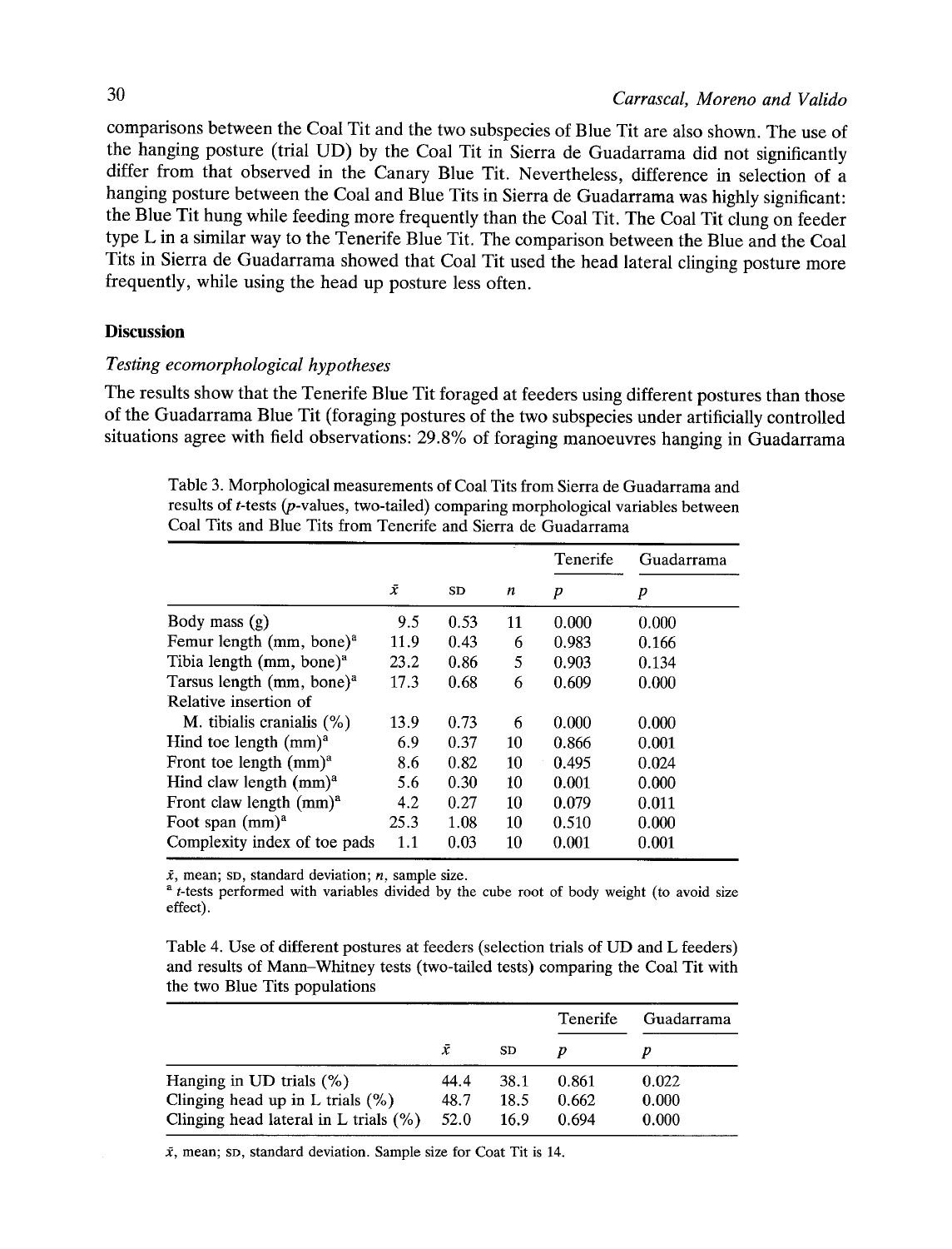comparisons between the Coal Tit and the two subspecies of Blue Tit are also shown. The use of the hanging posture (trial UD) by the Coal Tit in Sierra de Guadarrama did not significantly differ from that observed in the Canary Blue Tit. Nevertheless, difference in selection of a hanging posture between the Coal and Blue Tits in Sierra de Guadarrama was highly significant: the Blue Tit hung while feeding more frequently than the Coal Tit. The Coal Tit clung on feeder type L in a similar way to the Tenerife Blue Tit. The comparison between the Blue and the Coal Tits in Sierra de Guadarrama showed that Coal Tit used the head lateral clinging posture more frequently, while using the head up posture less often.

## Discussion

### *Testing ecomorphological hypotheses*

The results show that the Tenerife Blue Tit foraged at feeders using different postures than those of the Guadarrama Blue Tit (foraging postures of the two subspecies under artificially controlled situations agree with field observations: 29.8% of foraging manoeuvres hanging in Guadarrama

Table 3. Morphological measurements of Coal Tits from Sierra de Guadarrama and results of *t*-tests (*p*-values, two-tailed) comparing morphological variables between Coal Tits and Blue Tits from Tenerife and Sierra de Guadarrama

| | $\bar{x}$ | SD | *n* | Tenerife *p* | Guadarrama *p* |
|---|---|---|---|---|---|
| Body mass (g) | 9.5 | 0.53 | 11 | 0.000 | 0.000 |
| Femur length (mm, bone)[a] | 11.9 | 0.43 | 6 | 0.983 | 0.166 |
| Tibia length (mm, bone)[a] | 23.2 | 0.86 | 5 | 0.903 | 0.134 |
| Tarsus length (mm, bone)[a] | 17.3 | 0.68 | 6 | 0.609 | 0.000 |
| Relative insertion of M. tibialis cranialis (%) | 13.9 | 0.73 | 6 | 0.000 | 0.000 |
| Hind toe length (mm)[a] | 6.9 | 0.37 | 10 | 0.866 | 0.001 |
| Front toe length (mm)[a] | 8.6 | 0.82 | 10 | 0.495 | 0.024 |
| Hind claw length (mm)[a] | 5.6 | 0.30 | 10 | 0.001 | 0.000 |
| Front claw length (mm)[a] | 4.2 | 0.27 | 10 | 0.079 | 0.011 |
| Foot span (mm)[a] | 25.3 | 1.08 | 10 | 0.510 | 0.000 |
| Complexity index of toe pads | 1.1 | 0.03 | 10 | 0.001 | 0.001 |

$\bar{x}$, mean; SD, standard deviation; *n*, sample size.

[a] *t*-tests performed with variables divided by the cube root of body weight (to avoid size effect).

Table 4. Use of different postures at feeders (selection trials of UD and L feeders) and results of Mann–Whitney tests (two-tailed tests) comparing the Coal Tit with the two Blue Tits populations

| | $\bar{x}$ | SD | Tenerife *p* | Guadarrama *p* |
|---|---|---|---|---|
| Hanging in UD trials (%) | 44.4 | 38.1 | 0.861 | 0.022 |
| Clinging head up in L trials (%) | 48.7 | 18.5 | 0.662 | 0.000 |
| Clinging head lateral in L trials (%) | 52.0 | 16.9 | 0.694 | 0.000 |

$\bar{x}$, mean; SD, standard deviation. Sample size for Coat Tit is 14.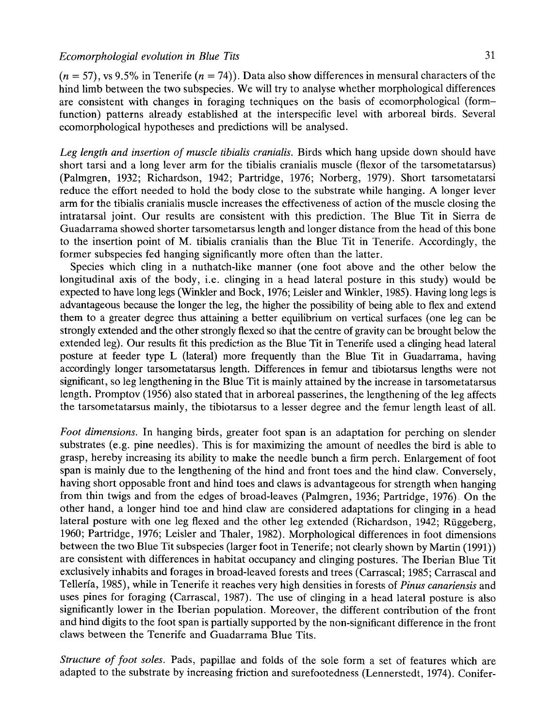($n$ = 57), vs 9.5% in Tenerife ($n$ = 74)). Data also show differences in mensural characters of the hind limb between the two subspecies. We will try to analyse whether morphological differences are consistent with changes in foraging techniques on the basis of ecomorphological (form–function) patterns already established at the interspecific level with arboreal birds. Several ecomorphological hypotheses and predictions will be analysed.

*Leg length and insertion of muscle tibialis cranialis.* Birds which hang upside down should have short tarsi and a long lever arm for the tibialis cranialis muscle (flexor of the tarsometatarsus) (Palmgren, 1932; Richardson, 1942; Partridge, 1976; Norberg, 1979). Short tarsometatarsi reduce the effort needed to hold the body close to the substrate while hanging. A longer lever arm for the tibialis cranialis muscle increases the effectiveness of action of the muscle closing the intratarsal joint. Our results are consistent with this prediction. The Blue Tit in Sierra de Guadarrama showed shorter tarsometarsus length and longer distance from the head of this bone to the insertion point of M. tibialis cranialis than the Blue Tit in Tenerife. Accordingly, the former subspecies fed hanging significantly more often than the latter.

Species which cling in a nuthatch-like manner (one foot above and the other below the longitudinal axis of the body, i.e. clinging in a head lateral posture in this study) would be expected to have long legs (Winkler and Bock, 1976; Leisler and Winkler, 1985). Having long legs is advantageous because the longer the leg, the higher the possibility of being able to flex and extend them to a greater degree thus attaining a better equilibrium on vertical surfaces (one leg can be strongly extended and the other strongly flexed so that the centre of gravity can be brought below the extended leg). Our results fit this prediction as the Blue Tit in Tenerife used a clinging head lateral posture at feeder type L (lateral) more frequently than the Blue Tit in Guadarrama, having accordingly longer tarsometatarsus length. Differences in femur and tibiotarsus lengths were not significant, so leg lengthening in the Blue Tit is mainly attained by the increase in tarsometatarsus length. Promptov (1956) also stated that in arboreal passerines, the lengthening of the leg affects the tarsometatarsus mainly, the tibiotarsus to a lesser degree and the femur length least of all.

*Foot dimensions.* In hanging birds, greater foot span is an adaptation for perching on slender substrates (e.g. pine needles). This is for maximizing the amount of needles the bird is able to grasp, hereby increasing its ability to make the needle bunch a firm perch. Enlargement of foot span is mainly due to the lengthening of the hind and front toes and the hind claw. Conversely, having short opposable front and hind toes and claws is advantageous for strength when hanging from thin twigs and from the edges of broad-leaves (Palmgren, 1936; Partridge, 1976). On the other hand, a longer hind toe and hind claw are considered adaptations for clinging in a head lateral posture with one leg flexed and the other leg extended (Richardson, 1942; Rüggeberg, 1960; Partridge, 1976; Leisler and Thaler, 1982). Morphological differences in foot dimensions between the two Blue Tit subspecies (larger foot in Tenerife; not clearly shown by Martin (1991)) are consistent with differences in habitat occupancy and clinging postures. The Iberian Blue Tit exclusively inhabits and forages in broad-leaved forests and trees (Carrascal; 1985; Carrascal and Tellería, 1985), while in Tenerife it reaches very high densities in forests of *Pinus canariensis* and uses pines for foraging (Carrascal, 1987). The use of clinging in a head lateral posture is also significantly lower in the Iberian population. Moreover, the different contribution of the front and hind digits to the foot span is partially supported by the non-significant difference in the front claws between the Tenerife and Guadarrama Blue Tits.

*Structure of foot soles.* Pads, papillae and folds of the sole form a set of features which are adapted to the substrate by increasing friction and surefootedness (Lennerstedt, 1974). Conifer-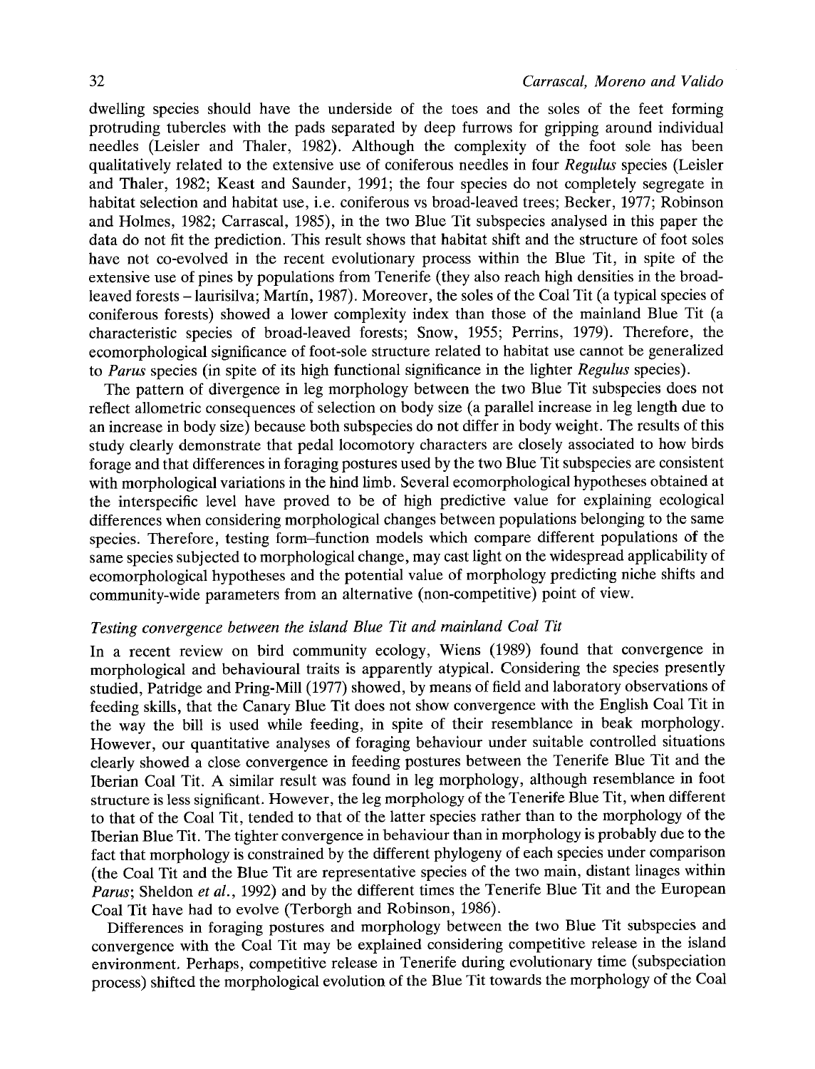dwelling species should have the underside of the toes and the soles of the feet forming protruding tubercles with the pads separated by deep furrows for gripping around individual needles (Leisler and Thaler, 1982). Although the complexity of the foot sole has been qualitatively related to the extensive use of coniferous needles in four *Regulus* species (Leisler and Thaler, 1982; Keast and Saunder, 1991; the four species do not completely segregate in habitat selection and habitat use, i.e. coniferous vs broad-leaved trees; Becker, 1977; Robinson and Holmes, 1982; Carrascal, 1985), in the two Blue Tit subspecies analysed in this paper the data do not fit the prediction. This result shows that habitat shift and the structure of foot soles have not co-evolved in the recent evolutionary process within the Blue Tit, in spite of the extensive use of pines by populations from Tenerife (they also reach high densities in the broad-leaved forests – laurisilva; Martín, 1987). Moreover, the soles of the Coal Tit (a typical species of coniferous forests) showed a lower complexity index than those of the mainland Blue Tit (a characteristic species of broad-leaved forests; Snow, 1955; Perrins, 1979). Therefore, the ecomorphological significance of foot-sole structure related to habitat use cannot be generalized to *Parus* species (in spite of its high functional significance in the lighter *Regulus* species).

The pattern of divergence in leg morphology between the two Blue Tit subspecies does not reflect allometric consequences of selection on body size (a parallel increase in leg length due to an increase in body size) because both subspecies do not differ in body weight. The results of this study clearly demonstrate that pedal locomotory characters are closely associated to how birds forage and that differences in foraging postures used by the two Blue Tit subspecies are consistent with morphological variations in the hind limb. Several ecomorphological hypotheses obtained at the interspecific level have proved to be of high predictive value for explaining ecological differences when considering morphological changes between populations belonging to the same species. Therefore, testing form–function models which compare different populations of the same species subjected to morphological change, may cast light on the widespread applicability of ecomorphological hypotheses and the potential value of morphology predicting niche shifts and community-wide parameters from an alternative (non-competitive) point of view.

### *Testing convergence between the island Blue Tit and mainland Coal Tit*

In a recent review on bird community ecology, Wiens (1989) found that convergence in morphological and behavioural traits is apparently atypical. Considering the species presently studied, Patridge and Pring-Mill (1977) showed, by means of field and laboratory observations of feeding skills, that the Canary Blue Tit does not show convergence with the English Coal Tit in the way the bill is used while feeding, in spite of their resemblance in beak morphology. However, our quantitative analyses of foraging behaviour under suitable controlled situations clearly showed a close convergence in feeding postures between the Tenerife Blue Tit and the Iberian Coal Tit. A similar result was found in leg morphology, although resemblance in foot structure is less significant. However, the leg morphology of the Tenerife Blue Tit, when different to that of the Coal Tit, tended to that of the latter species rather than to the morphology of the Iberian Blue Tit. The tighter convergence in behaviour than in morphology is probably due to the fact that morphology is constrained by the different phylogeny of each species under comparison (the Coal Tit and the Blue Tit are representative species of the two main, distant linages within *Parus*; Sheldon *et al.*, 1992) and by the different times the Tenerife Blue Tit and the European Coal Tit have had to evolve (Terborgh and Robinson, 1986).

Differences in foraging postures and morphology between the two Blue Tit subspecies and convergence with the Coal Tit may be explained considering competitive release in the island environment. Perhaps, competitive release in Tenerife during evolutionary time (subspeciation process) shifted the morphological evolution of the Blue Tit towards the morphology of the Coal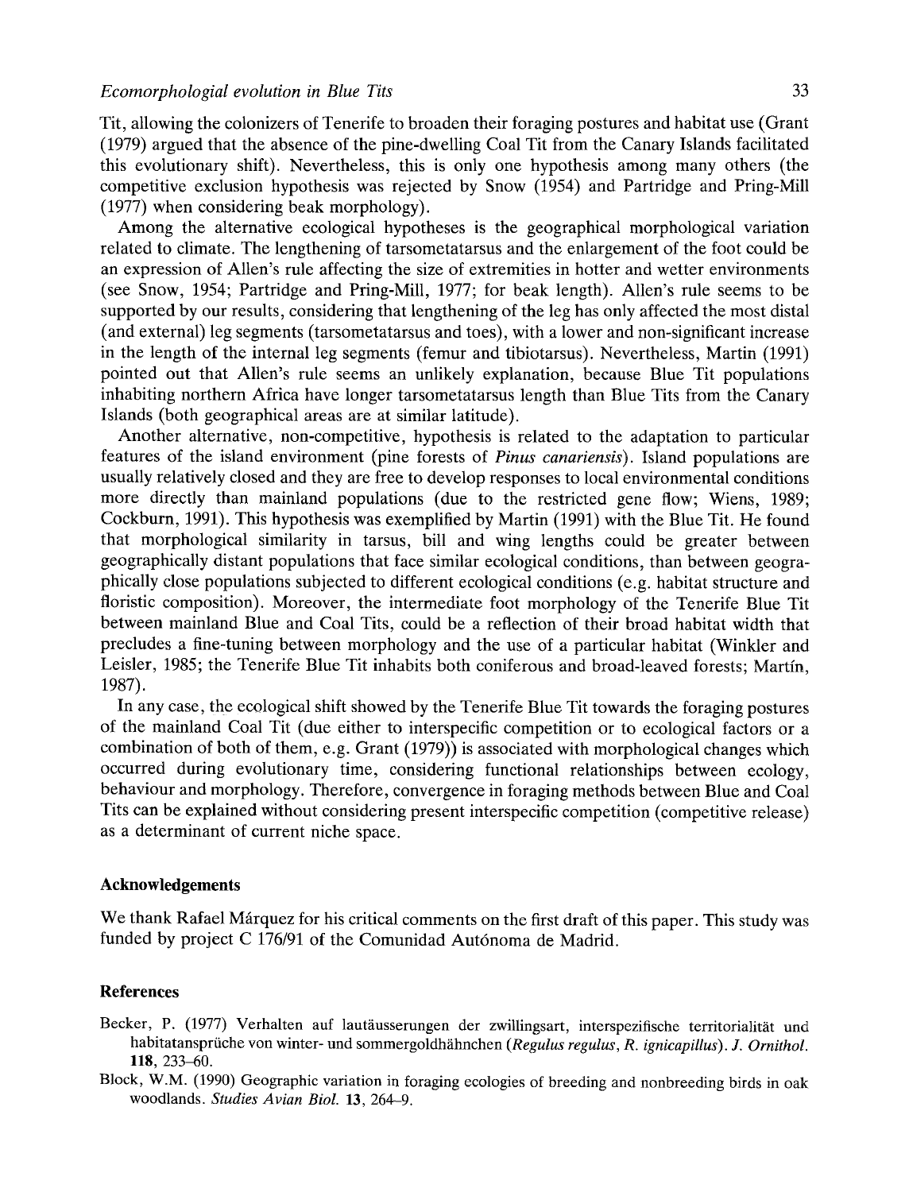Tit, allowing the colonizers of Tenerife to broaden their foraging postures and habitat use (Grant (1979) argued that the absence of the pine-dwelling Coal Tit from the Canary Islands facilitated this evolutionary shift). Nevertheless, this is only one hypothesis among many others (the competitive exclusion hypothesis was rejected by Snow (1954) and Partridge and Pring-Mill (1977) when considering beak morphology).

Among the alternative ecological hypotheses is the geographical morphological variation related to climate. The lengthening of tarsometatarsus and the enlargement of the foot could be an expression of Allen's rule affecting the size of extremities in hotter and wetter environments (see Snow, 1954; Partridge and Pring-Mill, 1977; for beak length). Allen's rule seems to be supported by our results, considering that lengthening of the leg has only affected the most distal (and external) leg segments (tarsometatarsus and toes), with a lower and non-significant increase in the length of the internal leg segments (femur and tibiotarsus). Nevertheless, Martin (1991) pointed out that Allen's rule seems an unlikely explanation, because Blue Tit populations inhabiting northern Africa have longer tarsometatarsus length than Blue Tits from the Canary Islands (both geographical areas are at similar latitude).

Another alternative, non-competitive, hypothesis is related to the adaptation to particular features of the island environment (pine forests of *Pinus canariensis*). Island populations are usually relatively closed and they are free to develop responses to local environmental conditions more directly than mainland populations (due to the restricted gene flow; Wiens, 1989; Cockburn, 1991). This hypothesis was exemplified by Martin (1991) with the Blue Tit. He found that morphological similarity in tarsus, bill and wing lengths could be greater between geographically distant populations that face similar ecological conditions, than between geographically close populations subjected to different ecological conditions (e.g. habitat structure and floristic composition). Moreover, the intermediate foot morphology of the Tenerife Blue Tit between mainland Blue and Coal Tits, could be a reflection of their broad habitat width that precludes a fine-tuning between morphology and the use of a particular habitat (Winkler and Leisler, 1985; the Tenerife Blue Tit inhabits both coniferous and broad-leaved forests; Martín, 1987).

In any case, the ecological shift showed by the Tenerife Blue Tit towards the foraging postures of the mainland Coal Tit (due either to interspecific competition or to ecological factors or a combination of both of them, e.g. Grant (1979)) is associated with morphological changes which occurred during evolutionary time, considering functional relationships between ecology, behaviour and morphology. Therefore, convergence in foraging methods between Blue and Coal Tits can be explained without considering present interspecific competition (competitive release) as a determinant of current niche space.

## Acknowledgements

We thank Rafael Márquez for his critical comments on the first draft of this paper. This study was funded by project C 176/91 of the Comunidad Autónoma de Madrid.

## References

Becker, P. (1977) Verhalten auf lautäusserungen der zwillingsart, interspezifische territorialität und habitatansprüche von winter- und sommergoldhähnchen (*Regulus regulus*, *R. ignicapillus*). *J. Ornithol.* **118**, 233–60.

Block, W.M. (1990) Geographic variation in foraging ecologies of breeding and nonbreeding birds in oak woodlands. *Studies Avian Biol.* **13**, 264–9.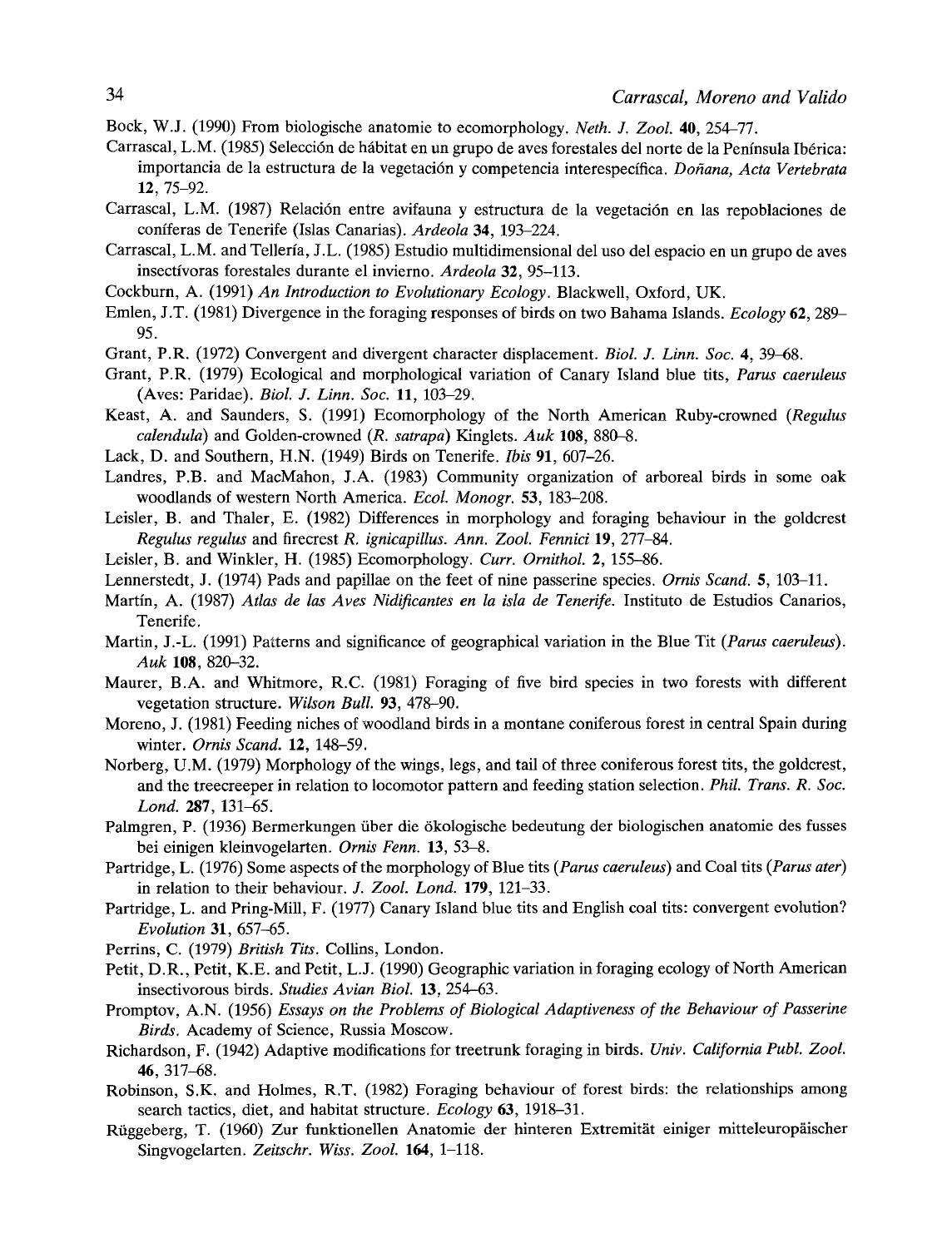Bock, W.J. (1990) From biologische anatomie to ecomorphology. *Neth. J. Zool.* **40**, 254–77.

Carrascal, L.M. (1985) Selección de hábitat en un grupo de aves forestales del norte de la Península Ibérica: importancia de la estructura de la vegetación y competencia interespecífica. *Doñana, Acta Vertebrata* **12**, 75–92.

Carrascal, L.M. (1987) Relación entre avifauna y estructura de la vegetación en las repoblaciones de coníferas de Tenerife (Islas Canarias). *Ardeola* **34**, 193–224.

Carrascal, L.M. and Tellería, J.L. (1985) Estudio multidimensional del uso del espacio en un grupo de aves insectívoras forestales durante el invierno. *Ardeola* **32**, 95–113.

Cockburn, A. (1991) *An Introduction to Evolutionary Ecology*. Blackwell, Oxford, UK.

Emlen, J.T. (1981) Divergence in the foraging responses of birds on two Bahama Islands. *Ecology* **62**, 289–95.

Grant, P.R. (1972) Convergent and divergent character displacement. *Biol. J. Linn. Soc.* **4**, 39–68.

Grant, P.R. (1979) Ecological and morphological variation of Canary Island blue tits, *Parus caeruleus* (Aves: Paridae). *Biol. J. Linn. Soc.* **11**, 103–29.

Keast, A. and Saunders, S. (1991) Ecomorphology of the North American Ruby-crowned (*Regulus calendula*) and Golden-crowned (*R. satrapa*) Kinglets. *Auk* **108**, 880–8.

Lack, D. and Southern, H.N. (1949) Birds on Tenerife. *Ibis* **91**, 607–26.

Landres, P.B. and MacMahon, J.A. (1983) Community organization of arboreal birds in some oak woodlands of western North America. *Ecol. Monogr.* **53**, 183–208.

Leisler, B. and Thaler, E. (1982) Differences in morphology and foraging behaviour in the goldcrest *Regulus regulus* and firecrest *R. ignicapillus*. *Ann. Zool. Fennici* **19**, 277–84.

Leisler, B. and Winkler, H. (1985) Ecomorphology. *Curr. Ornithol.* **2**, 155–86.

Lennerstedt, J. (1974) Pads and papillae on the feet of nine passerine species. *Ornis Scand.* **5**, 103–11.

Martín, A. (1987) *Atlas de las Aves Nidificantes en la isla de Tenerife*. Instituto de Estudios Canarios, Tenerife.

Martin, J.-L. (1991) Patterns and significance of geographical variation in the Blue Tit (*Parus caeruleus*). *Auk* **108**, 820–32.

Maurer, B.A. and Whitmore, R.C. (1981) Foraging of five bird species in two forests with different vegetation structure. *Wilson Bull.* **93**, 478–90.

Moreno, J. (1981) Feeding niches of woodland birds in a montane coniferous forest in central Spain during winter. *Ornis Scand.* **12**, 148–59.

Norberg, U.M. (1979) Morphology of the wings, legs, and tail of three coniferous forest tits, the goldcrest, and the treecreeper in relation to locomotor pattern and feeding station selection. *Phil. Trans. R. Soc. Lond.* **287**, 131–65.

Palmgren, P. (1936) Bermerkungen über die ökologische bedeutung der biologischen anatomie des fusses bei einigen kleinvogelarten. *Ornis Fenn.* **13**, 53–8.

Partridge, L. (1976) Some aspects of the morphology of Blue tits (*Parus caeruleus*) and Coal tits (*Parus ater*) in relation to their behaviour. *J. Zool. Lond.* **179**, 121–33.

Partridge, L. and Pring-Mill, F. (1977) Canary Island blue tits and English coal tits: convergent evolution? *Evolution* **31**, 657–65.

Perrins, C. (1979) *British Tits*. Collins, London.

Petit, D.R., Petit, K.E. and Petit, L.J. (1990) Geographic variation in foraging ecology of North American insectivorous birds. *Studies Avian Biol.* **13**, 254–63.

Promptov, A.N. (1956) *Essays on the Problems of Biological Adaptiveness of the Behaviour of Passerine Birds*. Academy of Science, Russia Moscow.

Richardson, F. (1942) Adaptive modifications for treetrunk foraging in birds. *Univ. California Publ. Zool.* **46**, 317–68.

Robinson, S.K. and Holmes, R.T. (1982) Foraging behaviour of forest birds: the relationships among search tactics, diet, and habitat structure. *Ecology* **63**, 1918–31.

Rüggeberg, T. (1960) Zur funktionellen Anatomie der hinteren Extremität einiger mitteleuropäischer Singvogelarten. *Zeitschr. Wiss. Zool.* **164**, 1–118.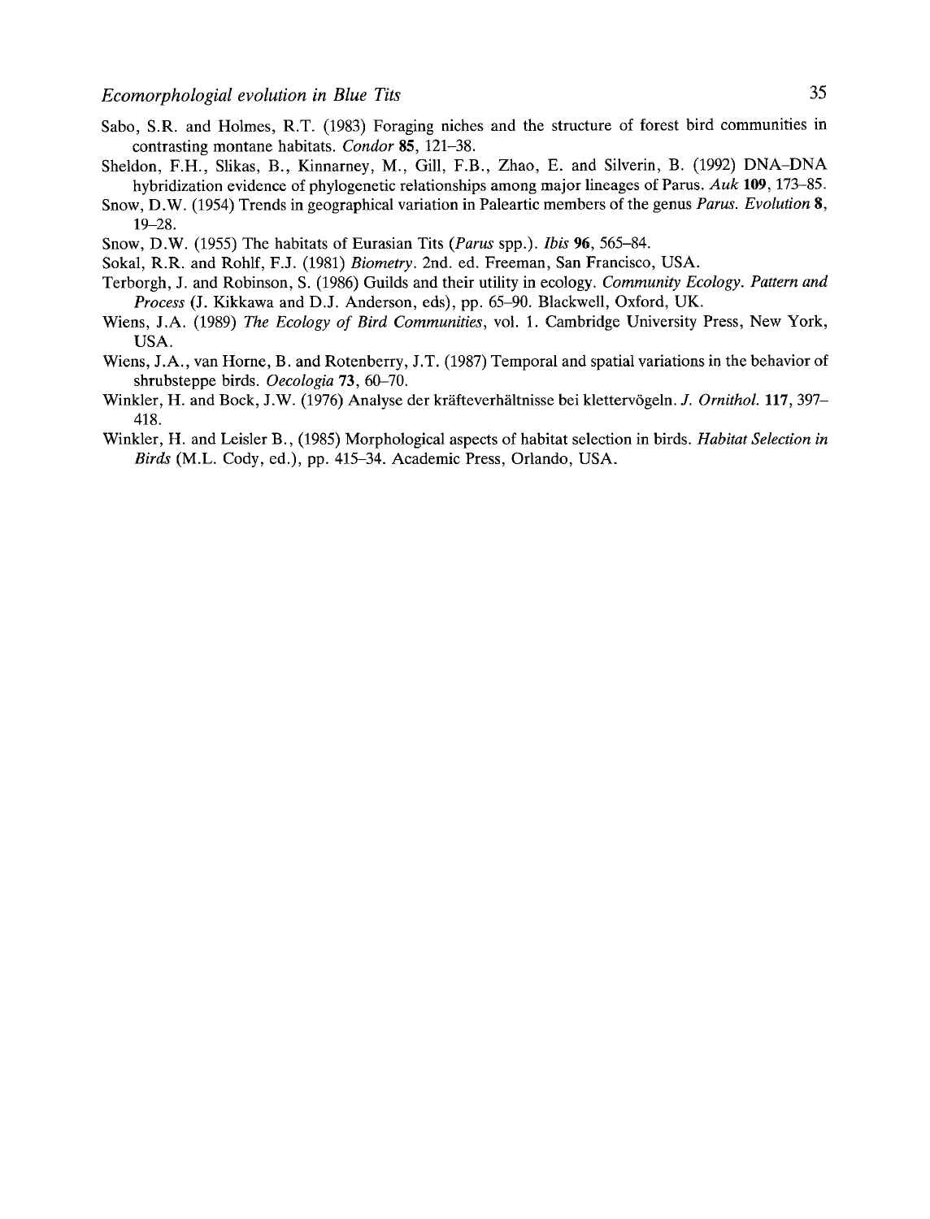Sabo, S.R. and Holmes, R.T. (1983) Foraging niches and the structure of forest bird communities in contrasting montane habitats. *Condor* **85**, 121–38.

Sheldon, F.H., Slikas, B., Kinnarney, M., Gill, F.B., Zhao, E. and Silverin, B. (1992) DNA–DNA hybridization evidence of phylogenetic relationships among major lineages of Parus. *Auk* **109**, 173–85.

Snow, D.W. (1954) Trends in geographical variation in Paleartic members of the genus *Parus*. *Evolution* **8**, 19–28.

Snow, D.W. (1955) The habitats of Eurasian Tits (*Parus* spp.). *Ibis* **96**, 565–84.

Sokal, R.R. and Rohlf, F.J. (1981) *Biometry*. 2nd. ed. Freeman, San Francisco, USA.

Terborgh, J. and Robinson, S. (1986) Guilds and their utility in ecology. *Community Ecology. Pattern and Process* (J. Kikkawa and D.J. Anderson, eds), pp. 65–90. Blackwell, Oxford, UK.

Wiens, J.A. (1989) *The Ecology of Bird Communities*, vol. 1. Cambridge University Press, New York, USA.

Wiens, J.A., van Horne, B. and Rotenberry, J.T. (1987) Temporal and spatial variations in the behavior of shrubsteppe birds. *Oecologia* **73**, 60–70.

Winkler, H. and Bock, J.W. (1976) Analyse der kräfteverhältnisse bei klettervögeln. *J. Ornithol.* **117**, 397–418.

Winkler, H. and Leisler B., (1985) Morphological aspects of habitat selection in birds. *Habitat Selection in Birds* (M.L. Cody, ed.), pp. 415–34. Academic Press, Orlando, USA.